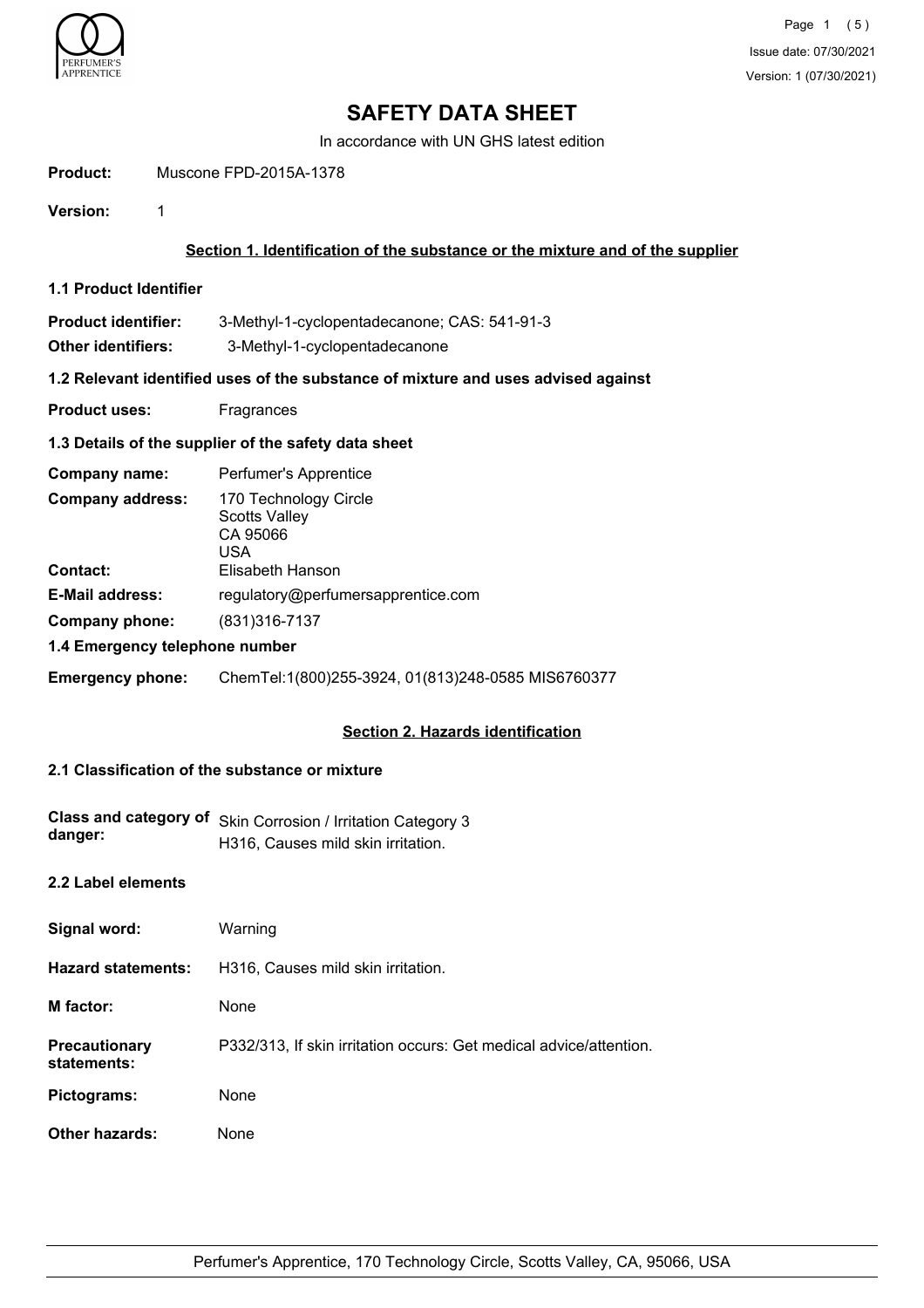# SAFETY DATA SHEET

In accordance with UN GHS latest edition

**Product:** Muscone FPD-2015A-1378

**Version:** 1

## Section 1. Identification of the substance or the mixture and of the supplier

### 1.1 Product Identifier

**Product identifier:** 3-Methyl-1-cyclopentadecanone; CAS: 541-91-3

**Other identifiers:** 3-Methyl-1-cyclopentadecanone

### 1.2 Relevant identified uses of the substance of mixture and uses advised against

**Product uses:** Fragrances

### 1.3 Details of the supplier of the safety data sheet

**Company name:** Perfumer's Apprentice

**Company address:** 170 Technology Circle
Scotts Valley
CA 95066
USA

**Contact:** Elisabeth Hanson

**E-Mail address:** regulatory@perfumersapprentice.com

**Company phone:** (831)316-7137

### 1.4 Emergency telephone number

**Emergency phone:** ChemTel:1(800)255-3924, 01(813)248-0585 MIS6760377

## Section 2. Hazards identification

### 2.1 Classification of the substance or mixture

**Class and category of danger:** Skin Corrosion / Irritation Category 3
H316, Causes mild skin irritation.

### 2.2 Label elements

**Signal word:** Warning

**Hazard statements:** H316, Causes mild skin irritation.

**M factor:** None

**Precautionary statements:** P332/313, If skin irritation occurs: Get medical advice/attention.

**Pictograms:** None

**Other hazards:** None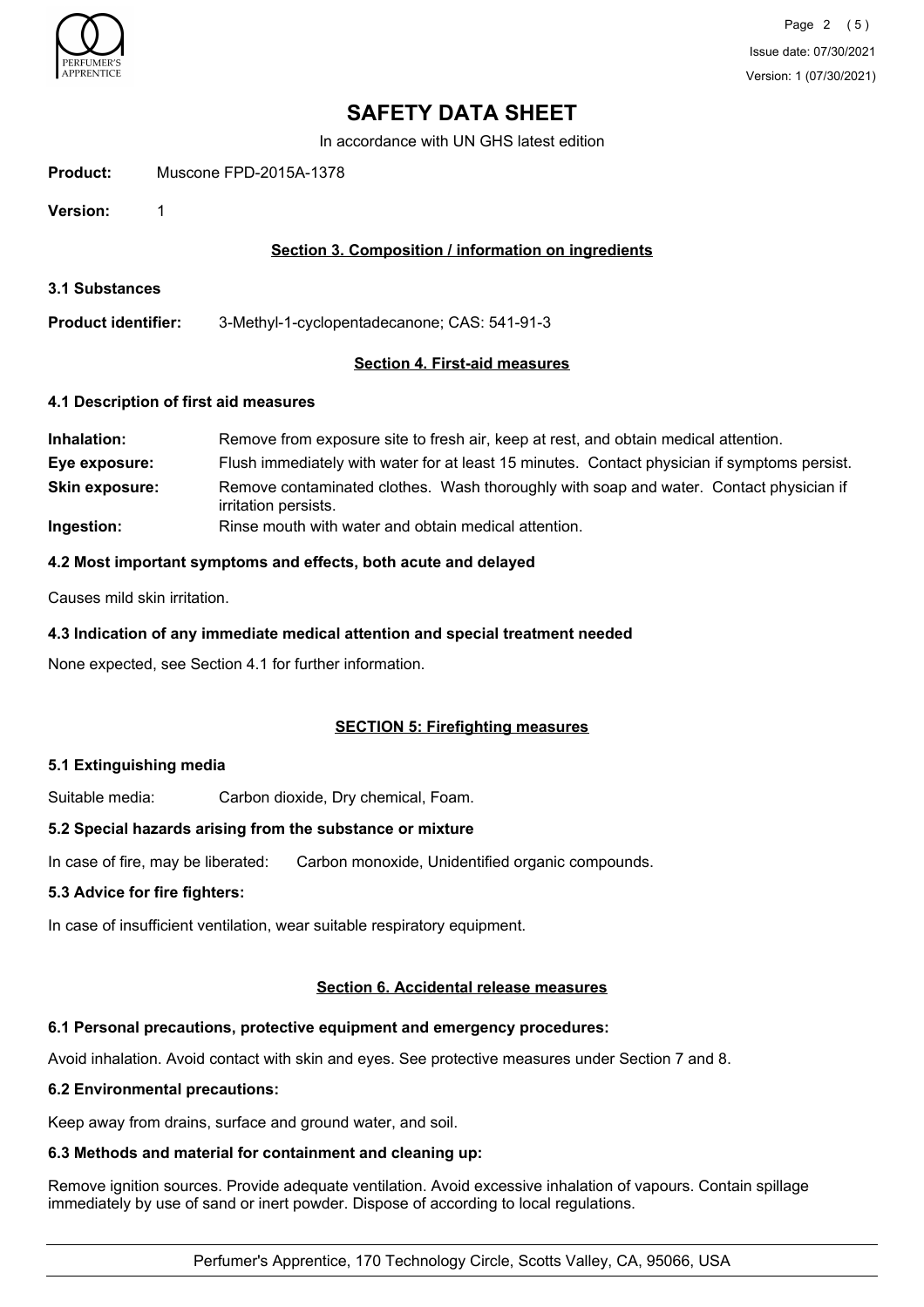# SAFETY DATA SHEET

In accordance with UN GHS latest edition

**Product:** Muscone FPD-2015A-1378

**Version:** 1

## Section 3. Composition / information on ingredients

### 3.1 Substances

**Product identifier:** 3-Methyl-1-cyclopentadecanone; CAS: 541-91-3

## Section 4. First-aid measures

### 4.1 Description of first aid measures

**Inhalation:** Remove from exposure site to fresh air, keep at rest, and obtain medical attention.

**Eye exposure:** Flush immediately with water for at least 15 minutes. Contact physician if symptoms persist.

**Skin exposure:** Remove contaminated clothes. Wash thoroughly with soap and water. Contact physician if irritation persists.

**Ingestion:** Rinse mouth with water and obtain medical attention.

### 4.2 Most important symptoms and effects, both acute and delayed

Causes mild skin irritation.

### 4.3 Indication of any immediate medical attention and special treatment needed

None expected, see Section 4.1 for further information.

## SECTION 5: Firefighting measures

### 5.1 Extinguishing media

Suitable media: Carbon dioxide, Dry chemical, Foam.

### 5.2 Special hazards arising from the substance or mixture

In case of fire, may be liberated: Carbon monoxide, Unidentified organic compounds.

### 5.3 Advice for fire fighters:

In case of insufficient ventilation, wear suitable respiratory equipment.

## Section 6. Accidental release measures

### 6.1 Personal precautions, protective equipment and emergency procedures:

Avoid inhalation. Avoid contact with skin and eyes. See protective measures under Section 7 and 8.

### 6.2 Environmental precautions:

Keep away from drains, surface and ground water, and soil.

### 6.3 Methods and material for containment and cleaning up:

Remove ignition sources. Provide adequate ventilation. Avoid excessive inhalation of vapours. Contain spillage immediately by use of sand or inert powder. Dispose of according to local regulations.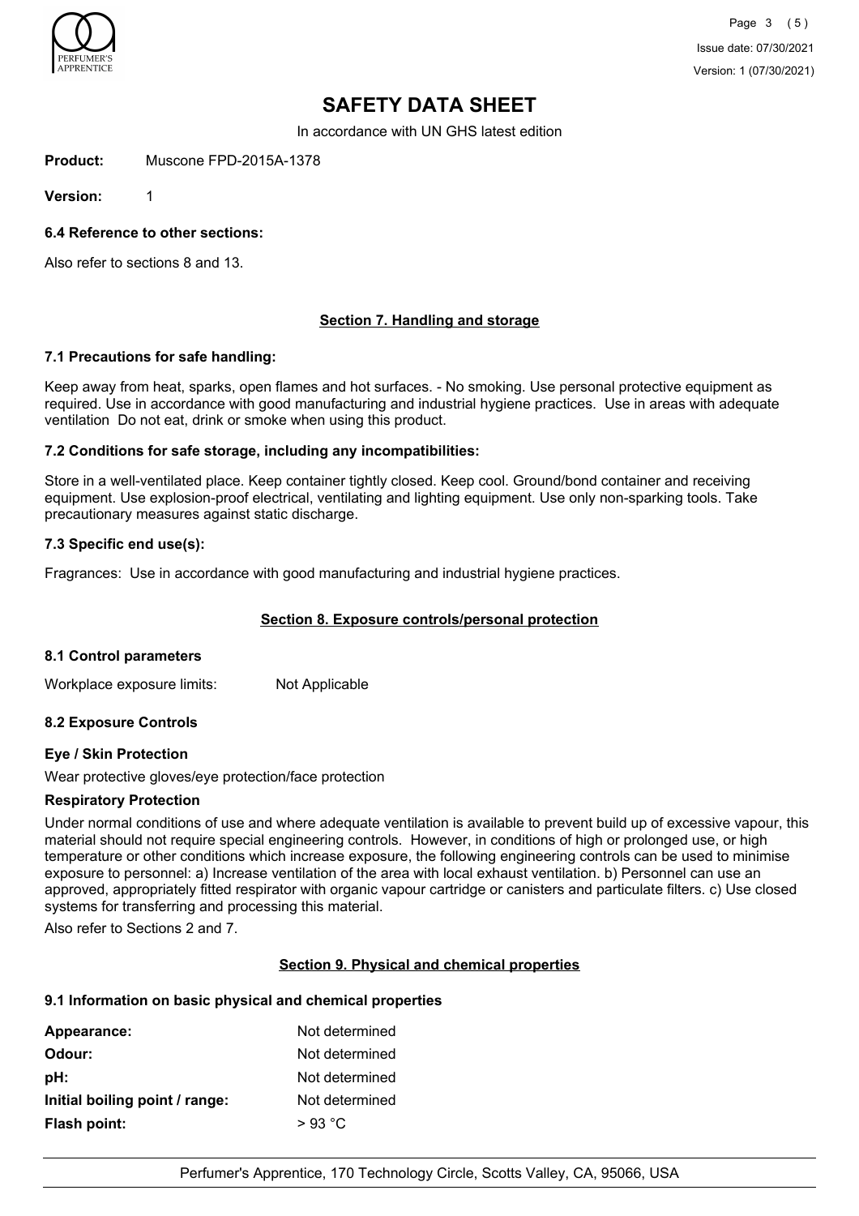# SAFETY DATA SHEET

In accordance with UN GHS latest edition

**Product:** Muscone FPD-2015A-1378

**Version:** 1

### 6.4 Reference to other sections:

Also refer to sections 8 and 13.

## Section 7. Handling and storage

### 7.1 Precautions for safe handling:

Keep away from heat, sparks, open flames and hot surfaces. - No smoking. Use personal protective equipment as required. Use in accordance with good manufacturing and industrial hygiene practices. Use in areas with adequate ventilation Do not eat, drink or smoke when using this product.

### 7.2 Conditions for safe storage, including any incompatibilities:

Store in a well-ventilated place. Keep container tightly closed. Keep cool. Ground/bond container and receiving equipment. Use explosion-proof electrical, ventilating and lighting equipment. Use only non-sparking tools. Take precautionary measures against static discharge.

### 7.3 Specific end use(s):

Fragrances: Use in accordance with good manufacturing and industrial hygiene practices.

## Section 8. Exposure controls/personal protection

### 8.1 Control parameters

Workplace exposure limits: Not Applicable

### 8.2 Exposure Controls

**Eye / Skin Protection**

Wear protective gloves/eye protection/face protection

**Respiratory Protection**

Under normal conditions of use and where adequate ventilation is available to prevent build up of excessive vapour, this material should not require special engineering controls. However, in conditions of high or prolonged use, or high temperature or other conditions which increase exposure, the following engineering controls can be used to minimise exposure to personnel: a) Increase ventilation of the area with local exhaust ventilation. b) Personnel can use an approved, appropriately fitted respirator with organic vapour cartridge or canisters and particulate filters. c) Use closed systems for transferring and processing this material.

Also refer to Sections 2 and 7.

## Section 9. Physical and chemical properties

### 9.1 Information on basic physical and chemical properties

| | |
|---|---|
| **Appearance:** | Not determined |
| **Odour:** | Not determined |
| **pH:** | Not determined |
| **Initial boiling point / range:** | Not determined |
| **Flash point:** | > 93 °C |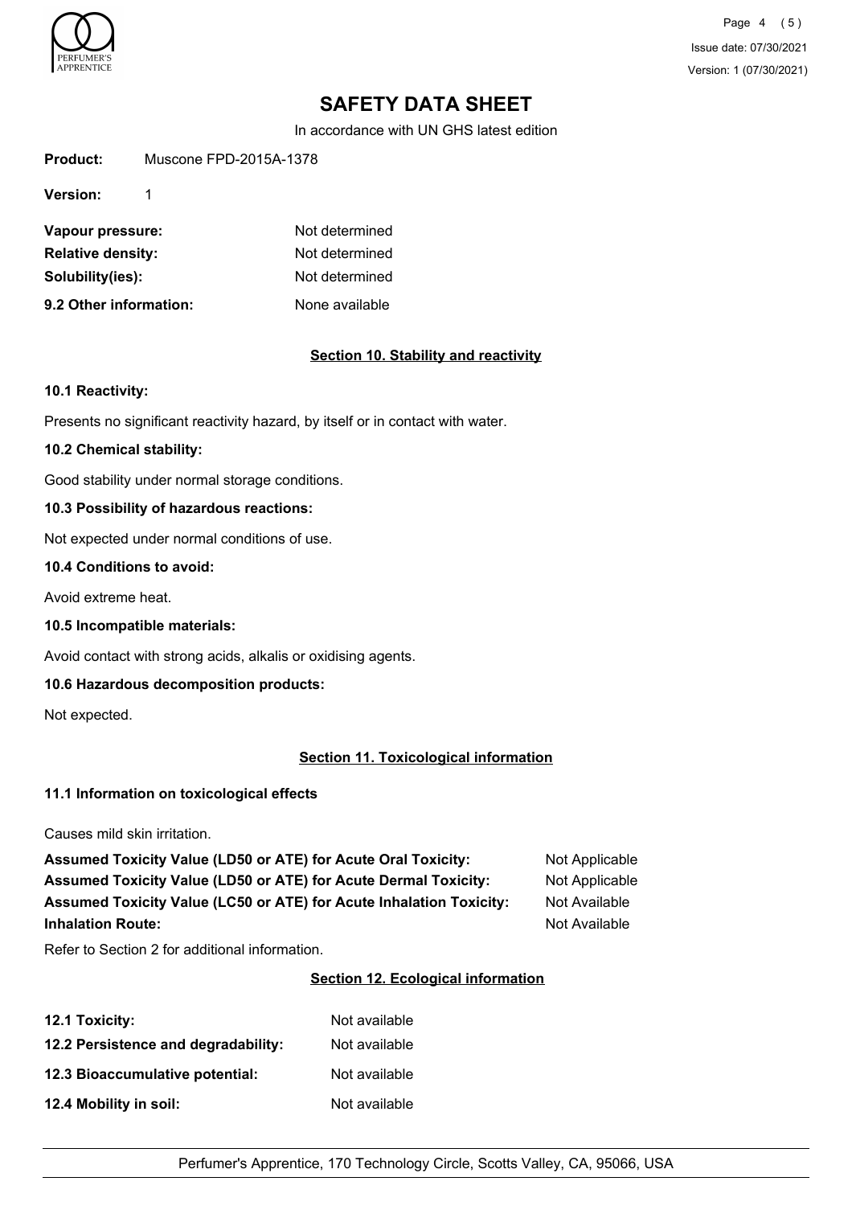# SAFETY DATA SHEET

In accordance with UN GHS latest edition

**Product:** Muscone FPD-2015A-1378

**Version:** 1

| | |
|---|---|
| **Vapour pressure:** | Not determined |
| **Relative density:** | Not determined |
| **Solubility(ies):** | Not determined |
| **9.2 Other information:** | None available |

## Section 10. Stability and reactivity

### 10.1 Reactivity:

Presents no significant reactivity hazard, by itself or in contact with water.

### 10.2 Chemical stability:

Good stability under normal storage conditions.

### 10.3 Possibility of hazardous reactions:

Not expected under normal conditions of use.

### 10.4 Conditions to avoid:

Avoid extreme heat.

### 10.5 Incompatible materials:

Avoid contact with strong acids, alkalis or oxidising agents.

### 10.6 Hazardous decomposition products:

Not expected.

## Section 11. Toxicological information

### 11.1 Information on toxicological effects

Causes mild skin irritation.

| | |
|---|---|
| **Assumed Toxicity Value (LD50 or ATE) for Acute Oral Toxicity:** | Not Applicable |
| **Assumed Toxicity Value (LD50 or ATE) for Acute Dermal Toxicity:** | Not Applicable |
| **Assumed Toxicity Value (LC50 or ATE) for Acute Inhalation Toxicity:** | Not Available |
| **Inhalation Route:** | Not Available |

Refer to Section 2 for additional information.

## Section 12. Ecological information

| | |
|---|---|
| **12.1 Toxicity:** | Not available |
| **12.2 Persistence and degradability:** | Not available |
| **12.3 Bioaccumulative potential:** | Not available |
| **12.4 Mobility in soil:** | Not available |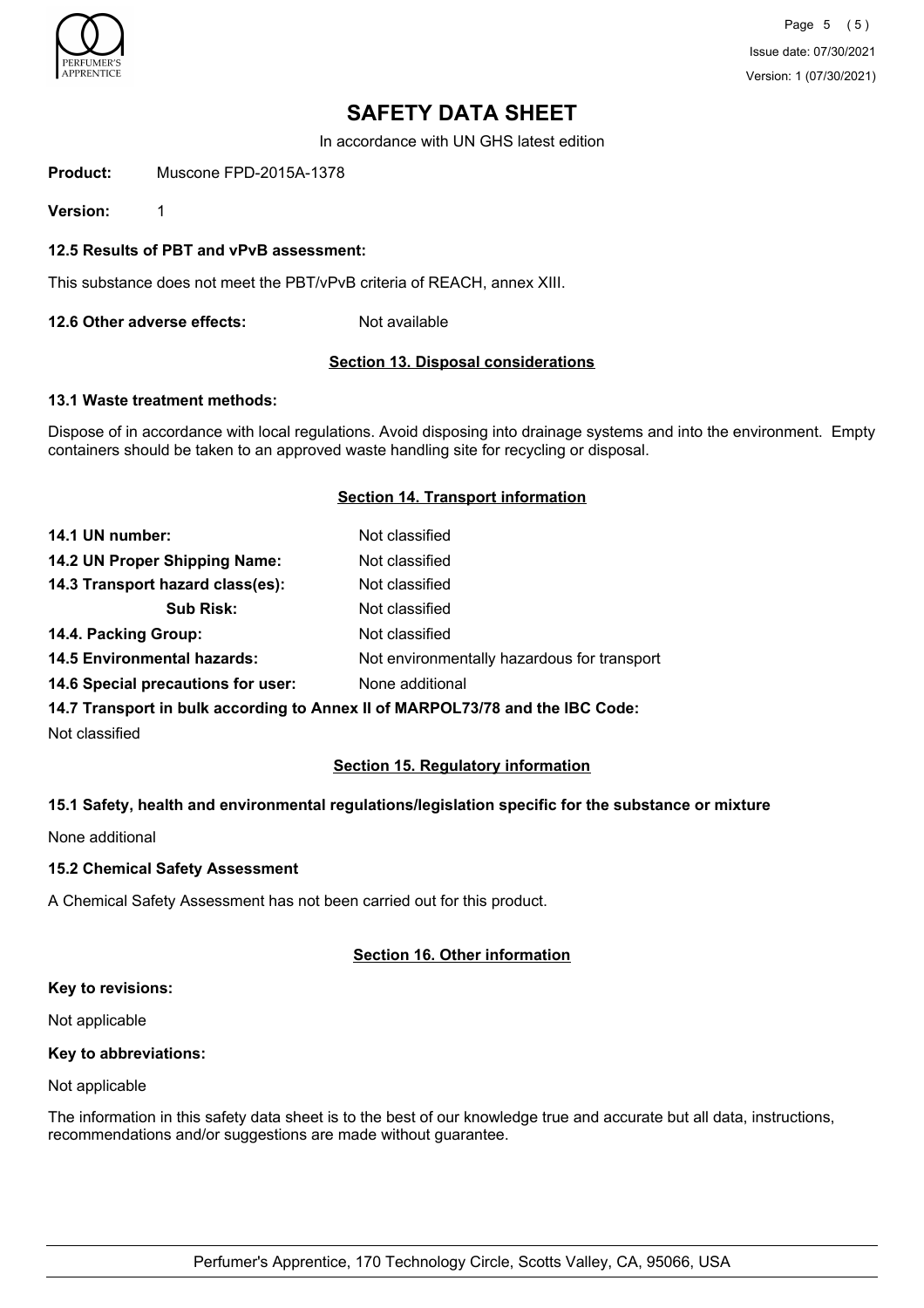# SAFETY DATA SHEET

In accordance with UN GHS latest edition

**Product:** Muscone FPD-2015A-1378

**Version:** 1

**12.5 Results of PBT and vPvB assessment:**

This substance does not meet the PBT/vPvB criteria of REACH, annex XIII.

**12.6 Other adverse effects:** Not available

## Section 13. Disposal considerations

**13.1 Waste treatment methods:**

Dispose of in accordance with local regulations. Avoid disposing into drainage systems and into the environment. Empty containers should be taken to an approved waste handling site for recycling or disposal.

## Section 14. Transport information

| | |
|---|---|
| **14.1 UN number:** | Not classified |
| **14.2 UN Proper Shipping Name:** | Not classified |
| **14.3 Transport hazard class(es):** | Not classified |
| **Sub Risk:** | Not classified |
| **14.4. Packing Group:** | Not classified |
| **14.5 Environmental hazards:** | Not environmentally hazardous for transport |
| **14.6 Special precautions for user:** | None additional |

**14.7 Transport in bulk according to Annex II of MARPOL73/78 and the IBC Code:**

Not classified

## Section 15. Regulatory information

**15.1 Safety, health and environmental regulations/legislation specific for the substance or mixture**

None additional

**15.2 Chemical Safety Assessment**

A Chemical Safety Assessment has not been carried out for this product.

## Section 16. Other information

**Key to revisions:**

Not applicable

**Key to abbreviations:**

Not applicable

The information in this safety data sheet is to the best of our knowledge true and accurate but all data, instructions, recommendations and/or suggestions are made without guarantee.

Perfumer's Apprentice, 170 Technology Circle, Scotts Valley, CA, 95066, USA